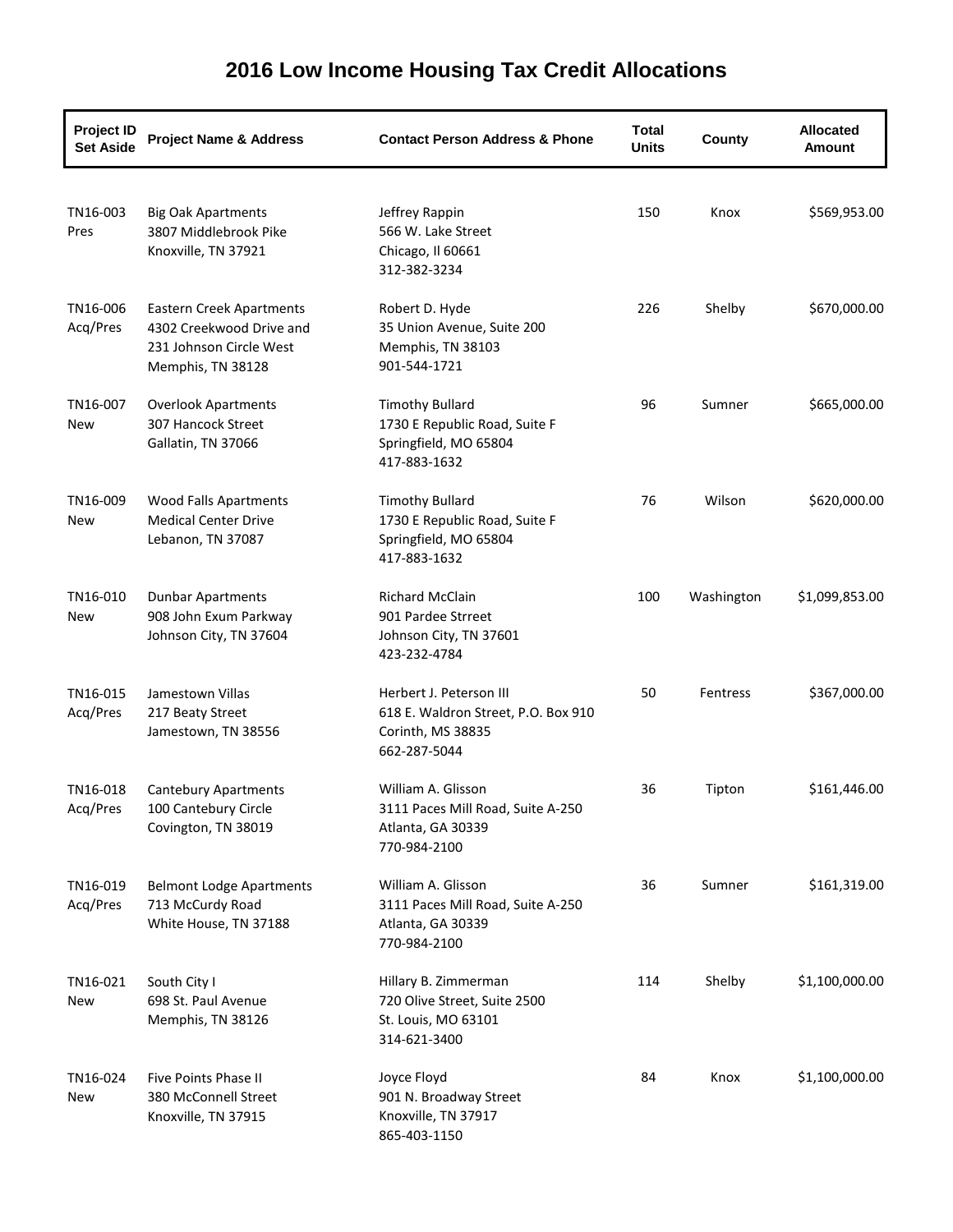# 2016 Low Income Housing Tax Credit Allocations

| Project ID Set Aside | Project Name & Address | Contact Person Address & Phone | Total Units | County | Allocated Amount |
|---|---|---|---|---|---|
| TN16-003 Pres | Big Oak Apartments 3807 Middlebrook Pike Knoxville, TN 37921 | Jeffrey Rappin 566 W. Lake Street Chicago, Il 60661 312-382-3234 | 150 | Knox | $569,953.00 |
| TN16-006 Acq/Pres | Eastern Creek Apartments 4302 Creekwood Drive and 231 Johnson Circle West Memphis, TN 38128 | Robert D. Hyde 35 Union Avenue, Suite 200 Memphis, TN 38103 901-544-1721 | 226 | Shelby | $670,000.00 |
| TN16-007 New | Overlook Apartments 307 Hancock Street Gallatin, TN 37066 | Timothy Bullard 1730 E Republic Road, Suite F Springfield, MO 65804 417-883-1632 | 96 | Sumner | $665,000.00 |
| TN16-009 New | Wood Falls Apartments Medical Center Drive Lebanon, TN 37087 | Timothy Bullard 1730 E Republic Road, Suite F Springfield, MO 65804 417-883-1632 | 76 | Wilson | $620,000.00 |
| TN16-010 New | Dunbar Apartments 908 John Exum Parkway Johnson City, TN 37604 | Richard McClain 901 Pardee Strreet Johnson City, TN 37601 423-232-4784 | 100 | Washington | $1,099,853.00 |
| TN16-015 Acq/Pres | Jamestown Villas 217 Beaty Street Jamestown, TN 38556 | Herbert J. Peterson III 618 E. Waldron Street, P.O. Box 910 Corinth, MS 38835 662-287-5044 | 50 | Fentress | $367,000.00 |
| TN16-018 Acq/Pres | Cantebury Apartments 100 Cantebury Circle Covington, TN 38019 | William A. Glisson 3111 Paces Mill Road, Suite A-250 Atlanta, GA 30339 770-984-2100 | 36 | Tipton | $161,446.00 |
| TN16-019 Acq/Pres | Belmont Lodge Apartments 713 McCurdy Road White House, TN 37188 | William A. Glisson 3111 Paces Mill Road, Suite A-250 Atlanta, GA 30339 770-984-2100 | 36 | Sumner | $161,319.00 |
| TN16-021 New | South City I 698 St. Paul Avenue Memphis, TN 38126 | Hillary B. Zimmerman 720 Olive Street, Suite 2500 St. Louis, MO 63101 314-621-3400 | 114 | Shelby | $1,100,000.00 |
| TN16-024 New | Five Points Phase II 380 McConnell Street Knoxville, TN 37915 | Joyce Floyd 901 N. Broadway Street Knoxville, TN 37917 865-403-1150 | 84 | Knox | $1,100,000.00 |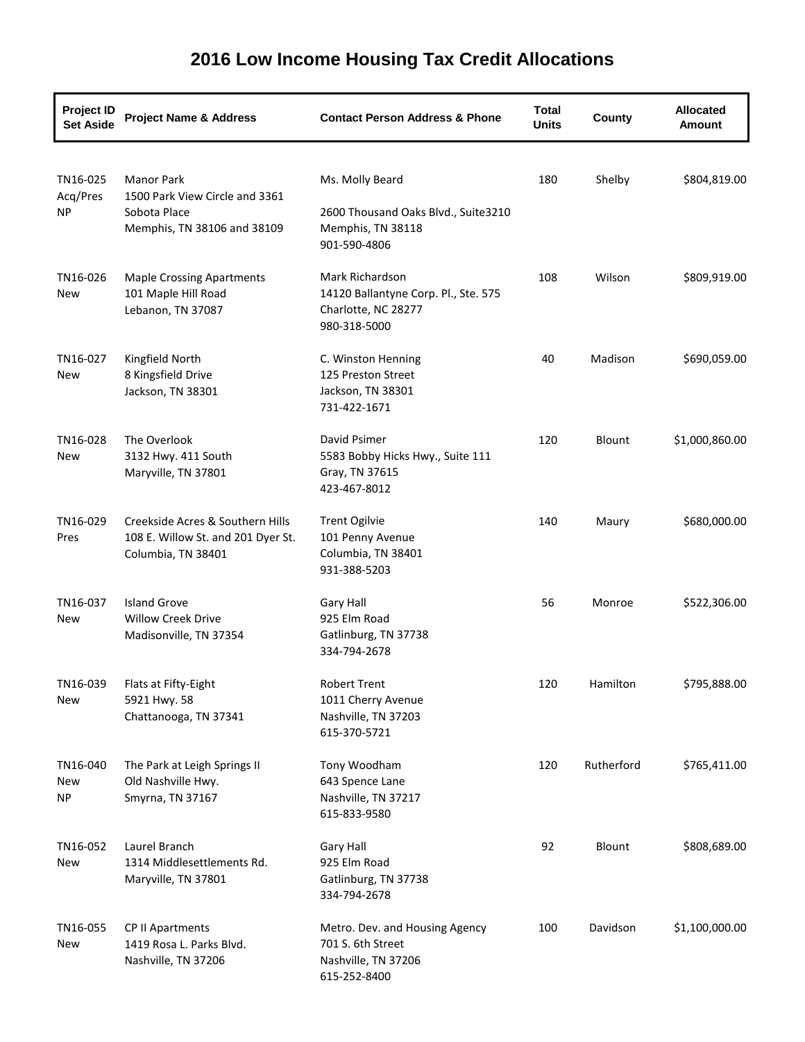# 2016 Low Income Housing Tax Credit Allocations

| Project ID Set Aside | Project Name & Address | Contact Person Address & Phone | Total Units | County | Allocated Amount |
|---|---|---|---|---|---|
| TN16-025 Acq/Pres NP | Manor Park 1500 Park View Circle and 3361 Sobota Place Memphis, TN 38106 and 38109 | Ms. Molly Beard 2600 Thousand Oaks Blvd., Suite3210 Memphis, TN 38118 901-590-4806 | 180 | Shelby | $804,819.00 |
| TN16-026 New | Maple Crossing Apartments 101 Maple Hill Road Lebanon, TN 37087 | Mark Richardson 14120 Ballantyne Corp. Pl., Ste. 575 Charlotte, NC 28277 980-318-5000 | 108 | Wilson | $809,919.00 |
| TN16-027 New | Kingfield North 8 Kingsfield Drive Jackson, TN 38301 | C. Winston Henning 125 Preston Street Jackson, TN 38301 731-422-1671 | 40 | Madison | $690,059.00 |
| TN16-028 New | The Overlook 3132 Hwy. 411 South Maryville, TN 37801 | David Psimer 5583 Bobby Hicks Hwy., Suite 111 Gray, TN 37615 423-467-8012 | 120 | Blount | $1,000,860.00 |
| TN16-029 Pres | Creekside Acres & Southern Hills 108 E. Willow St. and 201 Dyer St. Columbia, TN 38401 | Trent Ogilvie 101 Penny Avenue Columbia, TN 38401 931-388-5203 | 140 | Maury | $680,000.00 |
| TN16-037 New | Island Grove Willow Creek Drive Madisonville, TN 37354 | Gary Hall 925 Elm Road Gatlinburg, TN 37738 334-794-2678 | 56 | Monroe | $522,306.00 |
| TN16-039 New | Flats at Fifty-Eight 5921 Hwy. 58 Chattanooga, TN 37341 | Robert Trent 1011 Cherry Avenue Nashville, TN 37203 615-370-5721 | 120 | Hamilton | $795,888.00 |
| TN16-040 New NP | The Park at Leigh Springs II Old Nashville Hwy. Smyrna, TN 37167 | Tony Woodham 643 Spence Lane Nashville, TN 37217 615-833-9580 | 120 | Rutherford | $765,411.00 |
| TN16-052 New | Laurel Branch 1314 Middlesettlements Rd. Maryville, TN 37801 | Gary Hall 925 Elm Road Gatlinburg, TN 37738 334-794-2678 | 92 | Blount | $808,689.00 |
| TN16-055 New | CP II Apartments 1419 Rosa L. Parks Blvd. Nashville, TN 37206 | Metro. Dev. and Housing Agency 701 S. 6th Street Nashville, TN 37206 615-252-8400 | 100 | Davidson | $1,100,000.00 |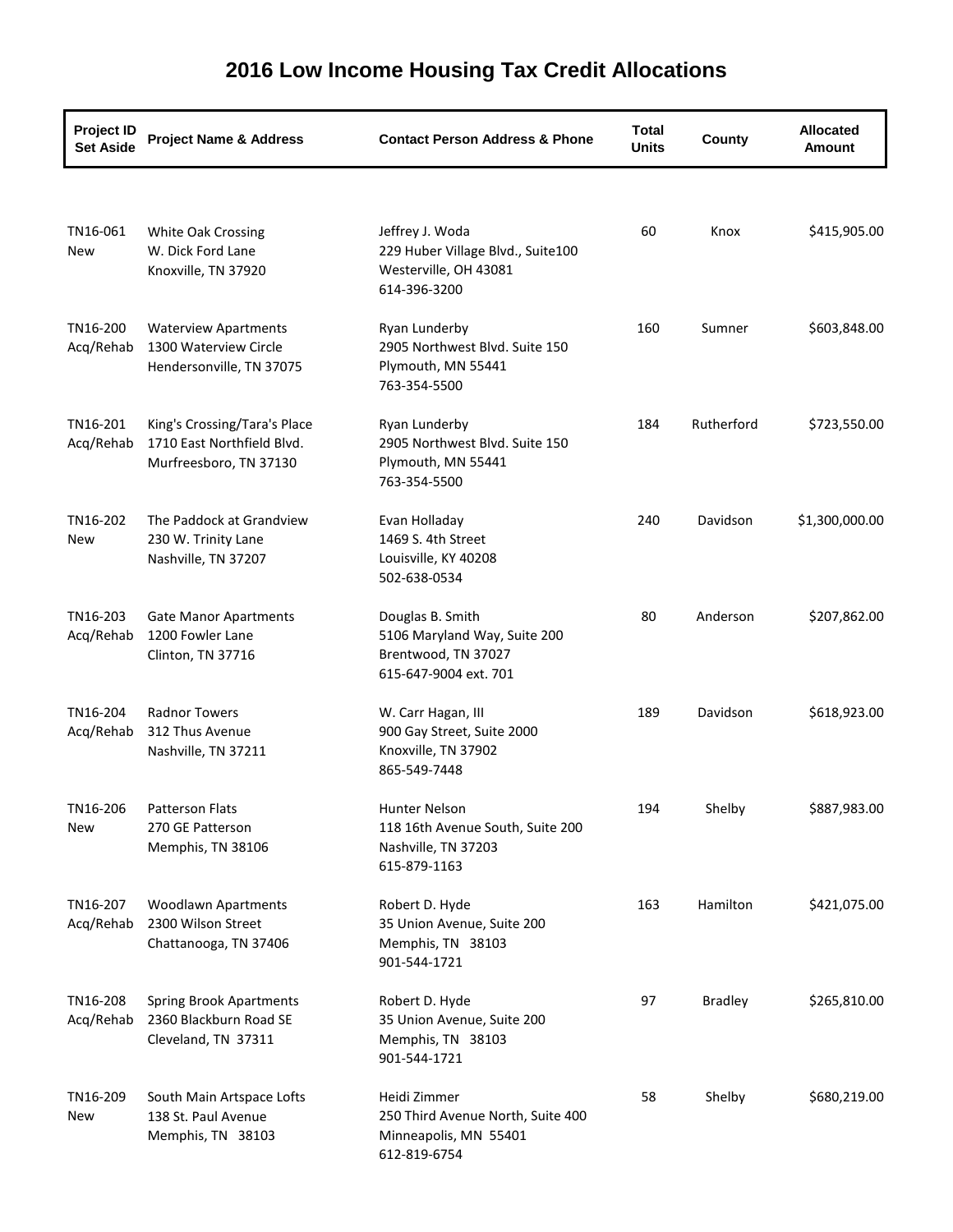# 2016 Low Income Housing Tax Credit Allocations

| Project ID Set Aside | Project Name & Address | Contact Person Address & Phone | Total Units | County | Allocated Amount |
|---|---|---|---|---|---|
| TN16-061 New | White Oak Crossing W. Dick Ford Lane Knoxville, TN 37920 | Jeffrey J. Woda 229 Huber Village Blvd., Suite100 Westerville, OH 43081 614-396-3200 | 60 | Knox | $415,905.00 |
| TN16-200 Acq/Rehab | Waterview Apartments 1300 Waterview Circle Hendersonville, TN 37075 | Ryan Lunderby 2905 Northwest Blvd. Suite 150 Plymouth, MN 55441 763-354-5500 | 160 | Sumner | $603,848.00 |
| TN16-201 Acq/Rehab | King's Crossing/Tara's Place 1710 East Northfield Blvd. Murfreesboro, TN 37130 | Ryan Lunderby 2905 Northwest Blvd. Suite 150 Plymouth, MN 55441 763-354-5500 | 184 | Rutherford | $723,550.00 |
| TN16-202 New | The Paddock at Grandview 230 W. Trinity Lane Nashville, TN 37207 | Evan Holladay 1469 S. 4th Street Louisville, KY 40208 502-638-0534 | 240 | Davidson | $1,300,000.00 |
| TN16-203 Acq/Rehab | Gate Manor Apartments 1200 Fowler Lane Clinton, TN 37716 | Douglas B. Smith 5106 Maryland Way, Suite 200 Brentwood, TN 37027 615-647-9004 ext. 701 | 80 | Anderson | $207,862.00 |
| TN16-204 Acq/Rehab | Radnor Towers 312 Thus Avenue Nashville, TN 37211 | W. Carr Hagan, III 900 Gay Street, Suite 2000 Knoxville, TN 37902 865-549-7448 | 189 | Davidson | $618,923.00 |
| TN16-206 New | Patterson Flats 270 GE Patterson Memphis, TN 38106 | Hunter Nelson 118 16th Avenue South, Suite 200 Nashville, TN 37203 615-879-1163 | 194 | Shelby | $887,983.00 |
| TN16-207 Acq/Rehab | Woodlawn Apartments 2300 Wilson Street Chattanooga, TN 37406 | Robert D. Hyde 35 Union Avenue, Suite 200 Memphis, TN 38103 901-544-1721 | 163 | Hamilton | $421,075.00 |
| TN16-208 Acq/Rehab | Spring Brook Apartments 2360 Blackburn Road SE Cleveland, TN 37311 | Robert D. Hyde 35 Union Avenue, Suite 200 Memphis, TN 38103 901-544-1721 | 97 | Bradley | $265,810.00 |
| TN16-209 New | South Main Artspace Lofts 138 St. Paul Avenue Memphis, TN 38103 | Heidi Zimmer 250 Third Avenue North, Suite 400 Minneapolis, MN 55401 612-819-6754 | 58 | Shelby | $680,219.00 |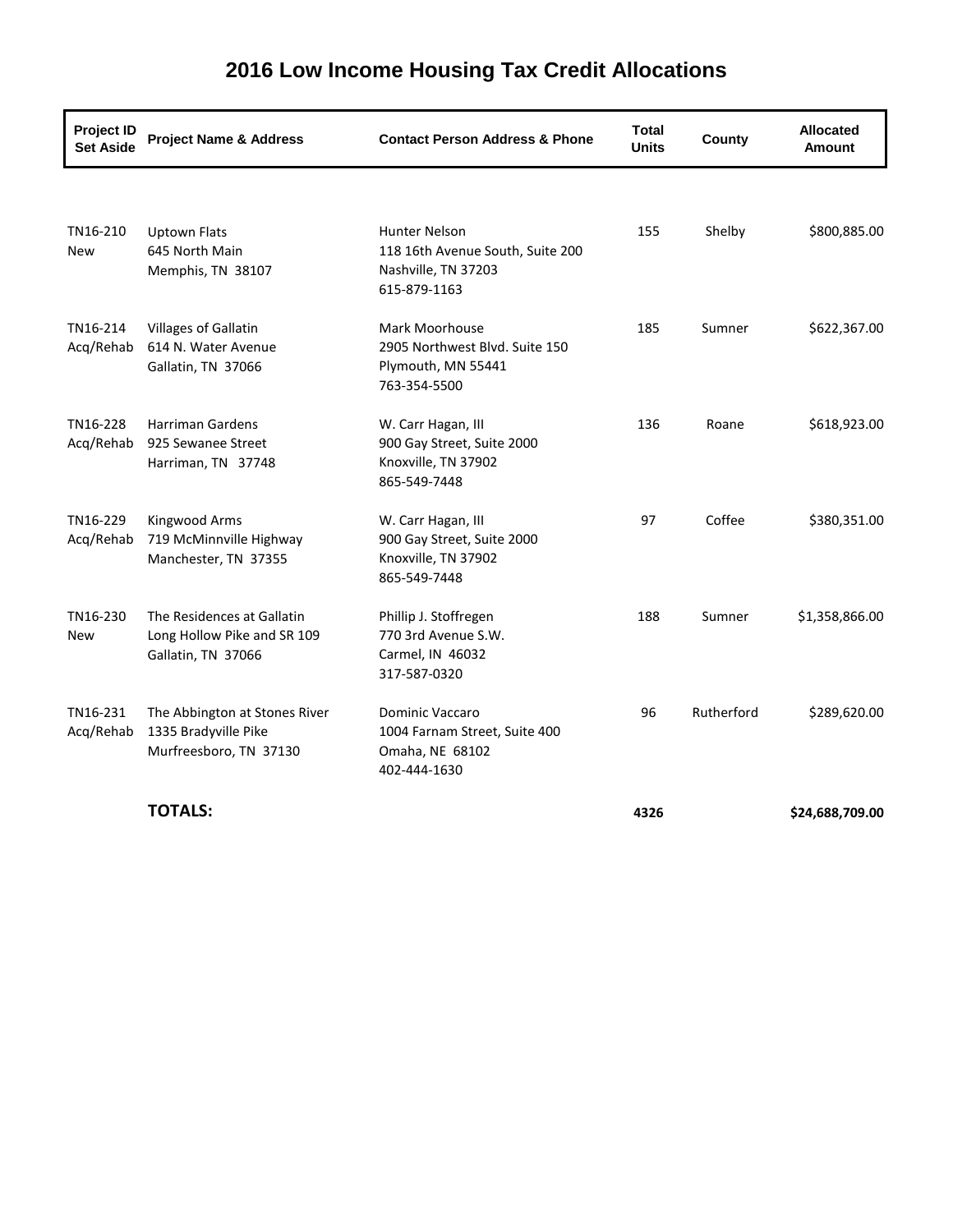# 2016 Low Income Housing Tax Credit Allocations

| Project ID Set Aside | Project Name & Address | Contact Person Address & Phone | Total Units | County | Allocated Amount |
|---|---|---|---|---|---|
| TN16-210 New | Uptown Flats<br>645 North Main<br>Memphis, TN 38107 | Hunter Nelson<br>118 16th Avenue South, Suite 200<br>Nashville, TN 37203<br>615-879-1163 | 155 | Shelby | $800,885.00 |
| TN16-214 Acq/Rehab | Villages of Gallatin<br>614 N. Water Avenue<br>Gallatin, TN 37066 | Mark Moorhouse<br>2905 Northwest Blvd. Suite 150<br>Plymouth, MN 55441<br>763-354-5500 | 185 | Sumner | $622,367.00 |
| TN16-228 Acq/Rehab | Harriman Gardens<br>925 Sewanee Street<br>Harriman, TN 37748 | W. Carr Hagan, III<br>900 Gay Street, Suite 2000<br>Knoxville, TN 37902<br>865-549-7448 | 136 | Roane | $618,923.00 |
| TN16-229 Acq/Rehab | Kingwood Arms<br>719 McMinnville Highway<br>Manchester, TN 37355 | W. Carr Hagan, III<br>900 Gay Street, Suite 2000<br>Knoxville, TN 37902<br>865-549-7448 | 97 | Coffee | $380,351.00 |
| TN16-230 New | The Residences at Gallatin<br>Long Hollow Pike and SR 109<br>Gallatin, TN 37066 | Phillip J. Stoffregen<br>770 3rd Avenue S.W.<br>Carmel, IN 46032<br>317-587-0320 | 188 | Sumner | $1,358,866.00 |
| TN16-231 Acq/Rehab | The Abbington at Stones River<br>1335 Bradyville Pike<br>Murfreesboro, TN 37130 | Dominic Vaccaro<br>1004 Farnam Street, Suite 400<br>Omaha, NE 68102<br>402-444-1630 | 96 | Rutherford | $289,620.00 |
| | **TOTALS:** | | **4326** | | **$24,688,709.00** |